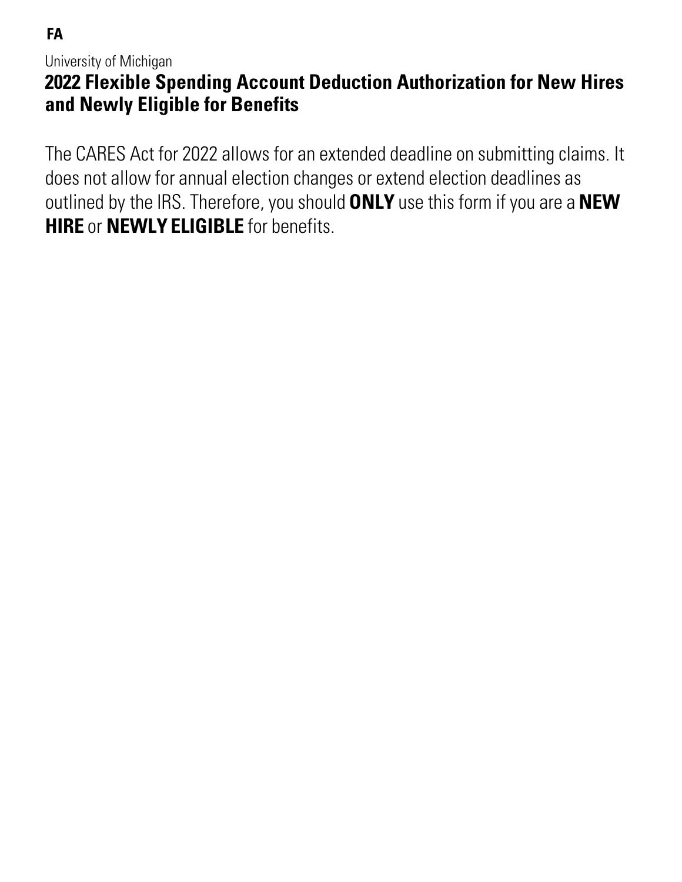**FA**

University of Michigan

# 2022 Flexible Spending Account Deduction Authorization for New Hires and Newly Eligible for Benefits

The CARES Act for 2022 allows for an extended deadline on submitting claims. It does not allow for annual election changes or extend election deadlines as outlined by the IRS. Therefore, you should **ONLY** use this form if you are a **NEW HIRE** or **NEWLY ELIGIBLE** for benefits.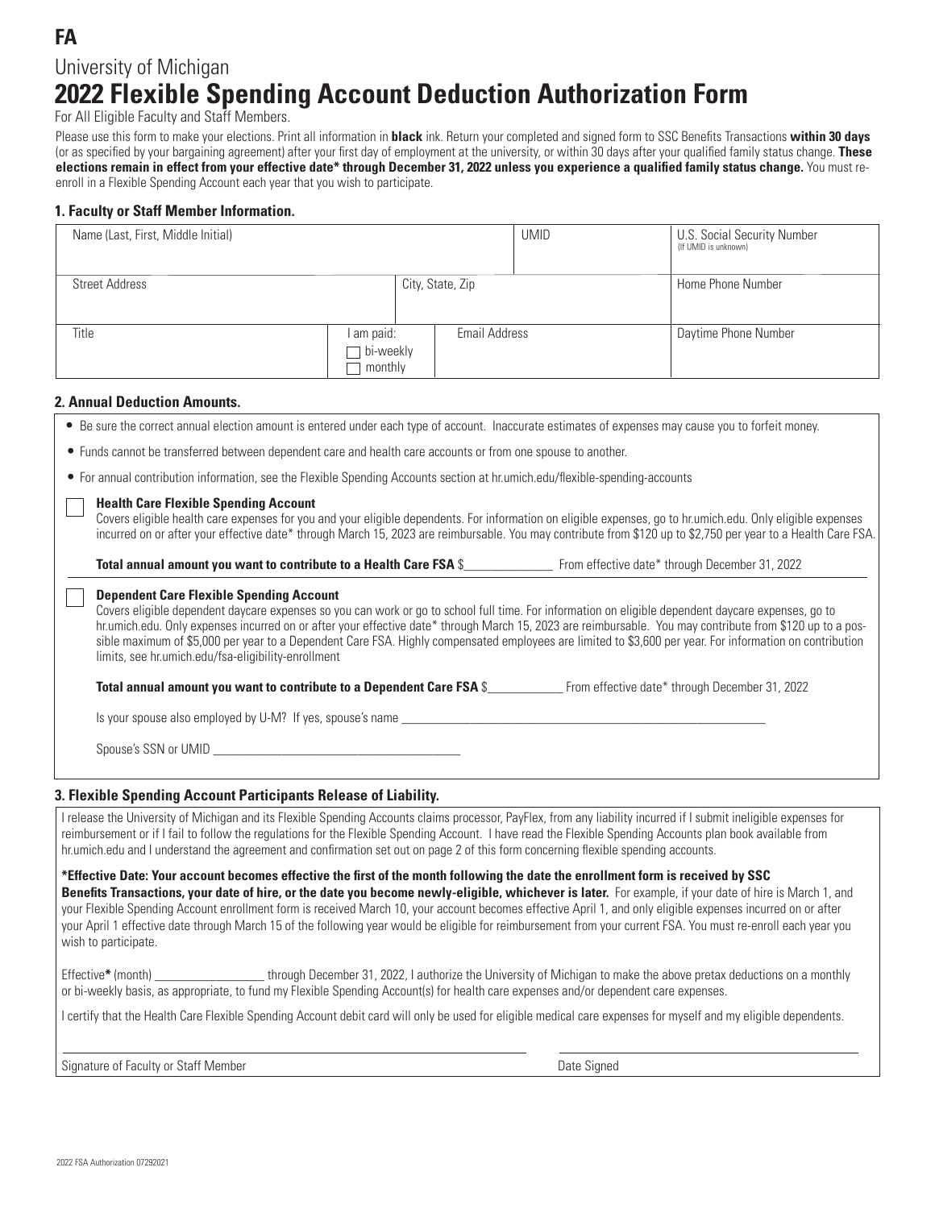**FA**

# University of Michigan

# 2022 Flexible Spending Account Deduction Authorization Form

For All Eligible Faculty and Staff Members.

Please use this form to make your elections. Print all information in **black** ink. Return your completed and signed form to SSC Benefits Transactions **within 30 days** (or as specified by your bargaining agreement) after your first day of employment at the university, or within 30 days after your qualified family status change. **These elections remain in effect from your effective date* through December 31, 2022 unless you experience a qualified family status change.** You must re-enroll in a Flexible Spending Account each year that you wish to participate.

### 1. Faculty or Staff Member Information.

| Name (Last, First, Middle Initial) | | | UMID | U.S. Social Security Number (If UMID is unknown) |
|---|---|---|---|---|
| Street Address | | City, State, Zip | | Home Phone Number |
| Title | I am paid: ☐ bi-weekly ☐ monthly | Email Address | | Daytime Phone Number |

### 2. Annual Deduction Amounts.

- Be sure the correct annual election amount is entered under each type of account. Inaccurate estimates of expenses may cause you to forfeit money.
- Funds cannot be transferred between dependent care and health care accounts or from one spouse to another.
- For annual contribution information, see the Flexible Spending Accounts section at hr.umich.edu/flexible-spending-accounts

☐ **Health Care Flexible Spending Account**
Covers eligible health care expenses for you and your eligible dependents. For information on eligible expenses, go to hr.umich.edu. Only eligible expenses incurred on or after your effective date* through March 15, 2023 are reimbursable. You may contribute from $120 up to $2,750 per year to a Health Care FSA.

**Total annual amount you want to contribute to a Health Care FSA** $______________ From effective date* through December 31, 2022

☐ **Dependent Care Flexible Spending Account**
Covers eligible dependent daycare expenses so you can work or go to school full time. For information on eligible dependent daycare expenses, go to hr.umich.edu. Only expenses incurred on or after your effective date* through March 15, 2023 are reimbursable. You may contribute from $120 up to a possible maximum of $5,000 per year to a Dependent Care FSA. Highly compensated employees are limited to $3,600 per year. For information on contribution limits, see hr.umich.edu/fsa-eligibility-enrollment

**Total annual amount you want to contribute to a Dependent Care FSA** $____________ From effective date* through December 31, 2022

Is your spouse also employed by U-M? If yes, spouse's name ______________________________________________

Spouse's SSN or UMID ________________________________________

### 3. Flexible Spending Account Participants Release of Liability.

I release the University of Michigan and its Flexible Spending Accounts claims processor, PayFlex, from any liability incurred if I submit ineligible expenses for reimbursement or if I fail to follow the regulations for the Flexible Spending Account. I have read the Flexible Spending Accounts plan book available from hr.umich.edu and I understand the agreement and confirmation set out on page 2 of this form concerning flexible spending accounts.

**\*Effective Date: Your account becomes effective the first of the month following the date the enrollment form is received by SSC Benefits Transactions, your date of hire, or the date you become newly-eligible, whichever is later.** For example, if your date of hire is March 1, and your Flexible Spending Account enrollment form is received March 10, your account becomes effective April 1, and only eligible expenses incurred on or after your April 1 effective date through March 15 of the following year would be eligible for reimbursement from your current FSA. You must re-enroll each year you wish to participate.

Effective* (month) _________________ through December 31, 2022, I authorize the University of Michigan to make the above pretax deductions on a monthly or bi-weekly basis, as appropriate, to fund my Flexible Spending Account(s) for health care expenses and/or dependent care expenses.

I certify that the Health Care Flexible Spending Account debit card will only be used for eligible medical care expenses for myself and my eligible dependents.

_______________________________________________ _______________________________

Signature of Faculty or Staff Member Date Signed

2022 FSA Authorization 07292021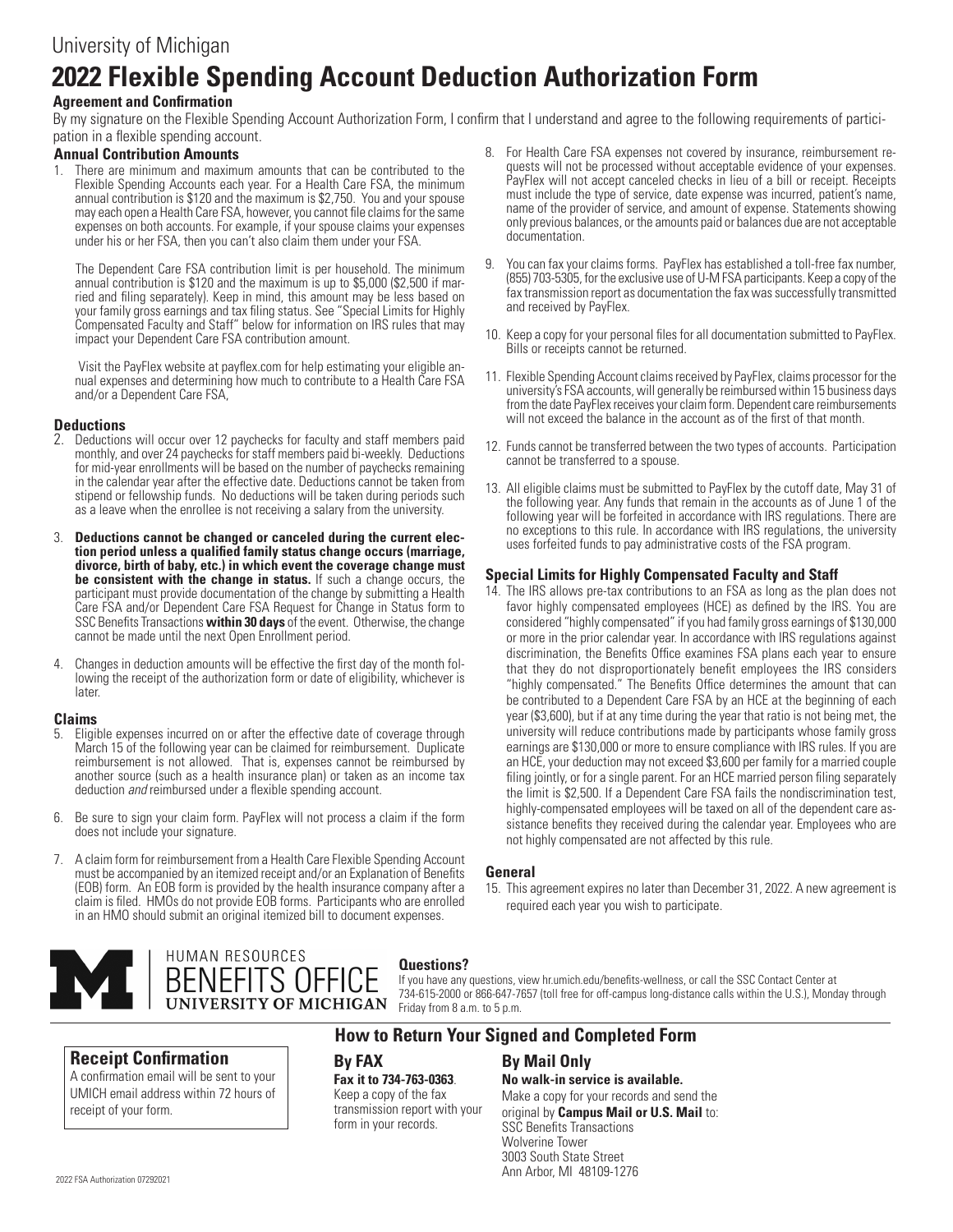University of Michigan

# 2022 Flexible Spending Account Deduction Authorization Form

### Agreement and Confirmation

By my signature on the Flexible Spending Account Authorization Form, I confirm that I understand and agree to the following requirements of participation in a flexible spending account.

### Annual Contribution Amounts

1. There are minimum and maximum amounts that can be contributed to the Flexible Spending Accounts each year. For a Health Care FSA, the minimum annual contribution is $120 and the maximum is $2,750. You and your spouse may each open a Health Care FSA, however, you cannot file claims for the same expenses on both accounts. For example, if your spouse claims your expenses under his or her FSA, then you can't also claim them under your FSA.

   The Dependent Care FSA contribution limit is per household. The minimum annual contribution is $120 and the maximum is up to $5,000 ($2,500 if married and filing separately). Keep in mind, this amount may be less based on your family gross earnings and tax filing status. See "Special Limits for Highly Compensated Faculty and Staff" below for information on IRS rules that may impact your Dependent Care FSA contribution amount.

   Visit the PayFlex website at payflex.com for help estimating your eligible annual expenses and determining how much to contribute to a Health Care FSA and/or a Dependent Care FSA,

### Deductions

2. Deductions will occur over 12 paychecks for faculty and staff members paid monthly, and over 24 paychecks for staff members paid bi-weekly. Deductions for mid-year enrollments will be based on the number of paychecks remaining in the calendar year after the effective date. Deductions cannot be taken from stipend or fellowship funds. No deductions will be taken during periods such as a leave when the enrollee is not receiving a salary from the university.

3. **Deductions cannot be changed or canceled during the current election period unless a qualified family status change occurs (marriage, divorce, birth of baby, etc.) in which event the coverage change must be consistent with the change in status.** If such a change occurs, the participant must provide documentation of the change by submitting a Health Care FSA and/or Dependent Care FSA Request for Change in Status form to SSC Benefits Transactions **within 30 days** of the event. Otherwise, the change cannot be made until the next Open Enrollment period.

4. Changes in deduction amounts will be effective the first day of the month following the receipt of the authorization form or date of eligibility, whichever is later.

### Claims

5. Eligible expenses incurred on or after the effective date of coverage through March 15 of the following year can be claimed for reimbursement. Duplicate reimbursement is not allowed. That is, expenses cannot be reimbursed by another source (such as a health insurance plan) or taken as an income tax deduction *and* reimbursed under a flexible spending account.

6. Be sure to sign your claim form. PayFlex will not process a claim if the form does not include your signature.

7. A claim form for reimbursement from a Health Care Flexible Spending Account must be accompanied by an itemized receipt and/or an Explanation of Benefits (EOB) form. An EOB form is provided by the health insurance company after a claim is filed. HMOs do not provide EOB forms. Participants who are enrolled in an HMO should submit an original itemized bill to document expenses.

8. For Health Care FSA expenses not covered by insurance, reimbursement requests will not be processed without acceptable evidence of your expenses. PayFlex will not accept canceled checks in lieu of a bill or receipt. Receipts must include the type of service, date expense was incurred, patient's name, name of the provider of service, and amount of expense. Statements showing only previous balances, or the amounts paid or balances due are not acceptable documentation.

9. You can fax your claims forms. PayFlex has established a toll-free fax number, (855) 703-5305, for the exclusive use of U-M FSA participants. Keep a copy of the fax transmission report as documentation the fax was successfully transmitted and received by PayFlex.

10. Keep a copy for your personal files for all documentation submitted to PayFlex. Bills or receipts cannot be returned.

11. Flexible Spending Account claims received by PayFlex, claims processor for the university's FSA accounts, will generally be reimbursed within 15 business days from the date PayFlex receives your claim form. Dependent care reimbursements will not exceed the balance in the account as of the first of that month.

12. Funds cannot be transferred between the two types of accounts. Participation cannot be transferred to a spouse.

13. All eligible claims must be submitted to PayFlex by the cutoff date, May 31 of the following year. Any funds that remain in the accounts as of June 1 of the following year will be forfeited in accordance with IRS regulations. There are no exceptions to this rule. In accordance with IRS regulations, the university uses forfeited funds to pay administrative costs of the FSA program.

### Special Limits for Highly Compensated Faculty and Staff

14. The IRS allows pre-tax contributions to an FSA as long as the plan does not favor highly compensated employees (HCE) as defined by the IRS. You are considered "highly compensated" if you had family gross earnings of $130,000 or more in the prior calendar year. In accordance with IRS regulations against discrimination, the Benefits Office examines FSA plans each year to ensure that they do not disproportionately benefit employees the IRS considers "highly compensated." The Benefits Office determines the amount that can be contributed to a Dependent Care FSA by an HCE at the beginning of each year ($3,600), but if at any time during the year that ratio is not being met, the university will reduce contributions made by participants whose family gross earnings are $130,000 or more to ensure compliance with IRS rules. If you are an HCE, your deduction may not exceed $3,600 per family for a married couple filing jointly, or for a single parent. For an HCE married person filing separately the limit is $2,500. If a Dependent Care FSA fails the nondiscrimination test, highly-compensated employees will be taxed on all of the dependent care assistance benefits they received during the calendar year. Employees who are not highly compensated are not affected by this rule.

### General

15. This agreement expires no later than December 31, 2022. A new agreement is required each year you wish to participate.

HUMAN RESOURCES
BENEFITS OFFICE
UNIVERSITY OF MICHIGAN

**Questions?**

If you have any questions, view hr.umich.edu/benefits-wellness, or call the SSC Contact Center at 734-615-2000 or 866-647-7657 (toll free for off-campus long-distance calls within the U.S.), Monday through Friday from 8 a.m. to 5 p.m.

## How to Return Your Signed and Completed Form

### Receipt Confirmation

A confirmation email will be sent to your UMICH email address within 72 hours of receipt of your form.

### By FAX

**Fax it to 734-763-0363**.
Keep a copy of the fax transmission report with your form in your records.

### By Mail Only

**No walk-in service is available.**
Make a copy for your records and send the original by **Campus Mail or U.S. Mail** to:
SSC Benefits Transactions
Wolverine Tower
3003 South State Street
Ann Arbor, MI 48109-1276

2022 FSA Authorization 07292021